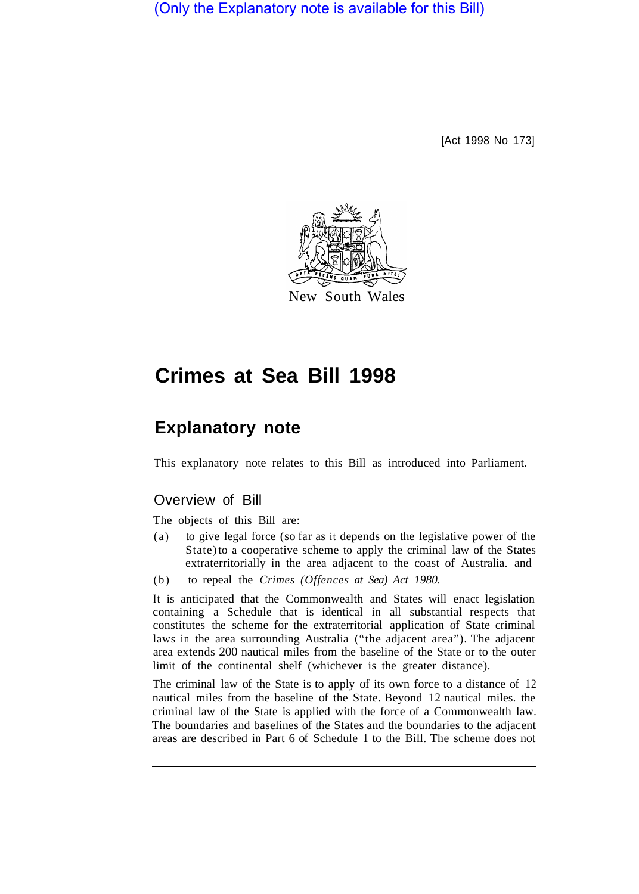(Only the Explanatory note is available for this Bill)

[Act 1998 No 173]

New South Wales

# Crimes at Sea Bill 1998

## Explanatory note

This explanatory note relates to this Bill as introduced into Parliament.

### Overview of Bill

The objects of this Bill are:

(a) to give legal force (so far as it depends on the legislative power of the State) to a cooperative scheme to apply the criminal law of the States extraterritorially in the area adjacent to the coast of Australia. and

(b) to repeal the *Crimes (Offences at Sea) Act 1980.*

It is anticipated that the Commonwealth and States will enact legislation containing a Schedule that is identical in all substantial respects that constitutes the scheme for the extraterritorial application of State criminal laws in the area surrounding Australia ("the adjacent area"). The adjacent area extends 200 nautical miles from the baseline of the State or to the outer limit of the continental shelf (whichever is the greater distance).

The criminal law of the State is to apply of its own force to a distance of 12 nautical miles from the baseline of the State. Beyond 12 nautical miles. the criminal law of the State is applied with the force of a Commonwealth law. The boundaries and baselines of the States and the boundaries to the adjacent areas are described in Part 6 of Schedule 1 to the Bill. The scheme does not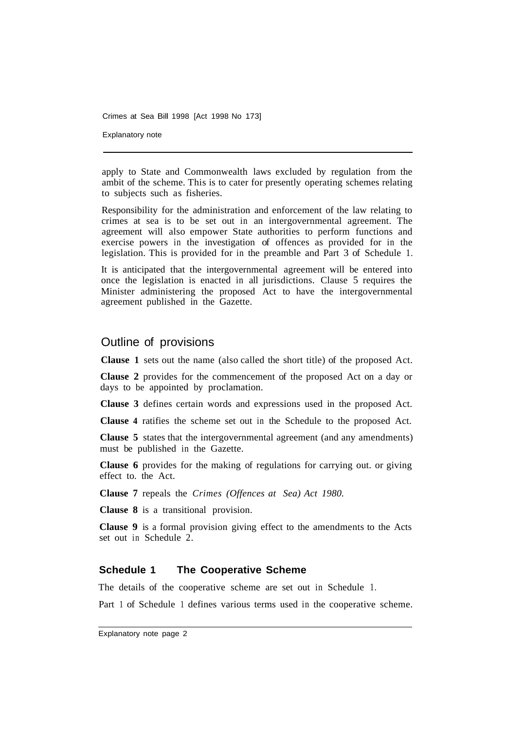apply to State and Commonwealth laws excluded by regulation from the ambit of the scheme. This is to cater for presently operating schemes relating to subjects such as fisheries.

Responsibility for the administration and enforcement of the law relating to crimes at sea is to be set out in an intergovernmental agreement. The agreement will also empower State authorities to perform functions and exercise powers in the investigation of offences as provided for in the legislation. This is provided for in the preamble and Part 3 of Schedule 1.

It is anticipated that the intergovernmental agreement will be entered into once the legislation is enacted in all jurisdictions. Clause 5 requires the Minister administering the proposed Act to have the intergovernmental agreement published in the Gazette.

## Outline of provisions

**Clause 1** sets out the name (also called the short title) of the proposed Act.

**Clause 2** provides for the commencement of the proposed Act on a day or days to be appointed by proclamation.

**Clause 3** defines certain words and expressions used in the proposed Act.

**Clause 4** ratifies the scheme set out in the Schedule to the proposed Act.

**Clause 5** states that the intergovernmental agreement (and any amendments) must be published in the Gazette.

**Clause 6** provides for the making of regulations for carrying out. or giving effect to. the Act.

**Clause 7** repeals the *Crimes (Offences at Sea) Act 1980.*

**Clause 8** is a transitional provision.

**Clause 9** is a formal provision giving effect to the amendments to the Acts set out in Schedule 2.

### Schedule 1 The Cooperative Scheme

The details of the cooperative scheme are set out in Schedule 1.

Part 1 of Schedule 1 defines various terms used in the cooperative scheme.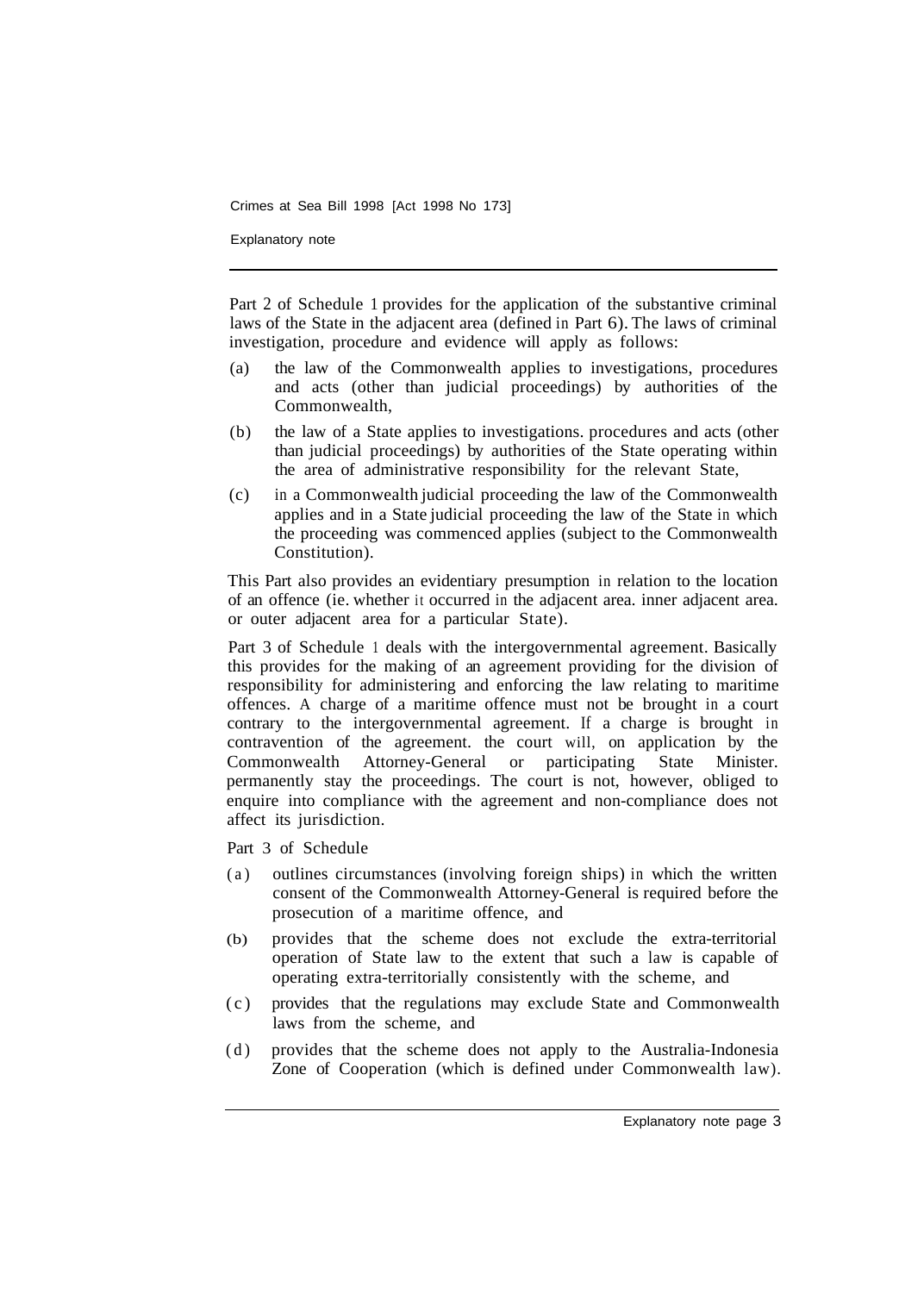Part 2 of Schedule 1 provides for the application of the substantive criminal laws of the State in the adjacent area (defined in Part 6). The laws of criminal investigation, procedure and evidence will apply as follows:

(a) the law of the Commonwealth applies to investigations, procedures and acts (other than judicial proceedings) by authorities of the Commonwealth,

(b) the law of a State applies to investigations. procedures and acts (other than judicial proceedings) by authorities of the State operating within the area of administrative responsibility for the relevant State,

(c) in a Commonwealth judicial proceeding the law of the Commonwealth applies and in a State judicial proceeding the law of the State in which the proceeding was commenced applies (subject to the Commonwealth Constitution).

This Part also provides an evidentiary presumption in relation to the location of an offence (ie. whether it occurred in the adjacent area. inner adjacent area. or outer adjacent area for a particular State).

Part 3 of Schedule 1 deals with the intergovernmental agreement. Basically this provides for the making of an agreement providing for the division of responsibility for administering and enforcing the law relating to maritime offences. A charge of a maritime offence must not be brought in a court contrary to the intergovernmental agreement. If a charge is brought in contravention of the agreement. the court will, on application by the Commonwealth Attorney-General or participating State Minister. permanently stay the proceedings. The court is not, however, obliged to enquire into compliance with the agreement and non-compliance does not affect its jurisdiction.

Part 3 of Schedule

(a) outlines circumstances (involving foreign ships) in which the written consent of the Commonwealth Attorney-General is required before the prosecution of a maritime offence, and

(b) provides that the scheme does not exclude the extra-territorial operation of State law to the extent that such a law is capable of operating extra-territorially consistently with the scheme, and

(c) provides that the regulations may exclude State and Commonwealth laws from the scheme, and

(d) provides that the scheme does not apply to the Australia-Indonesia Zone of Cooperation (which is defined under Commonwealth law).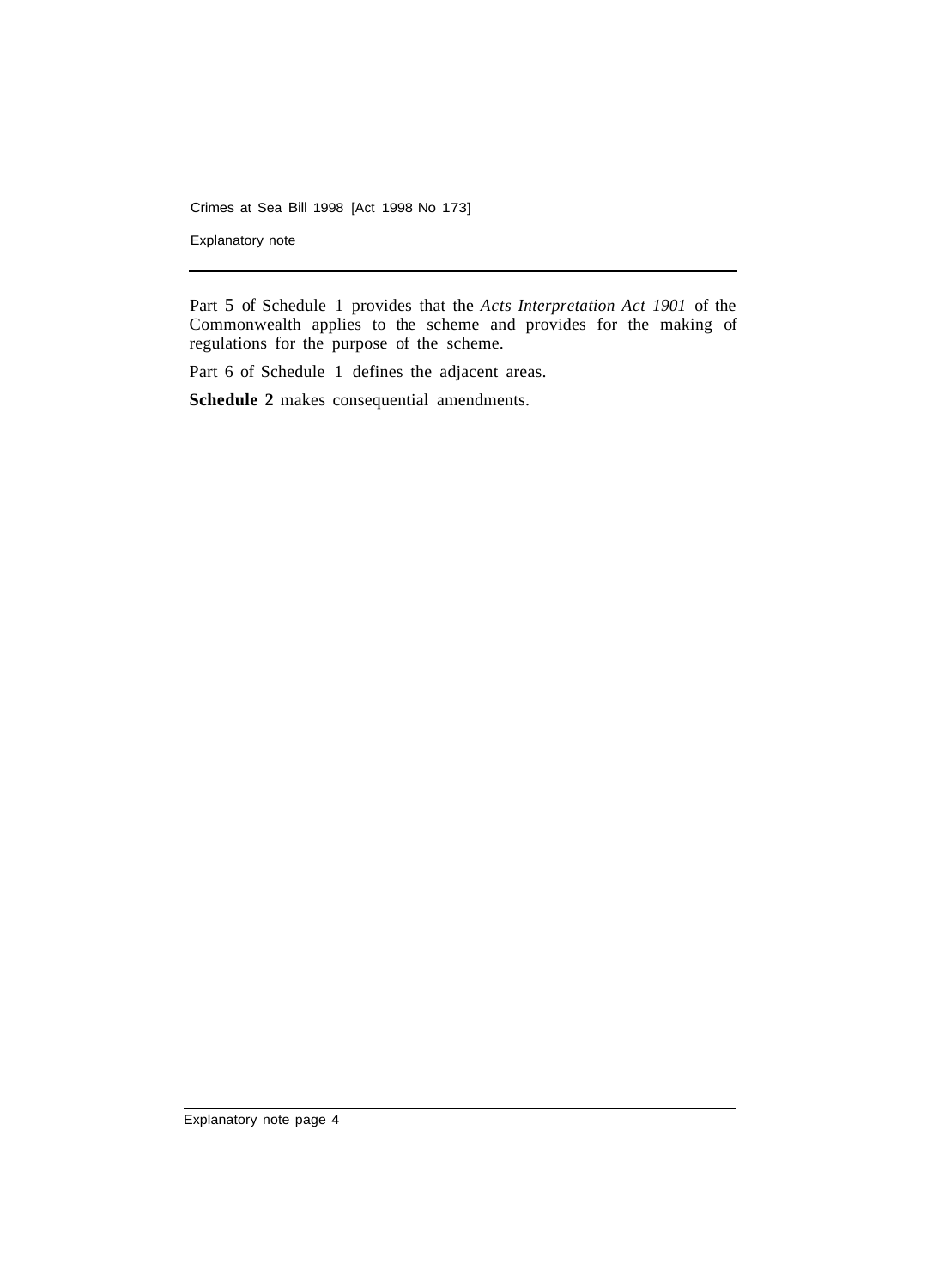Part 5 of Schedule 1 provides that the *Acts Interpretation Act 1901* of the Commonwealth applies to the scheme and provides for the making of regulations for the purpose of the scheme.

Part 6 of Schedule 1 defines the adjacent areas.

**Schedule 2** makes consequential amendments.